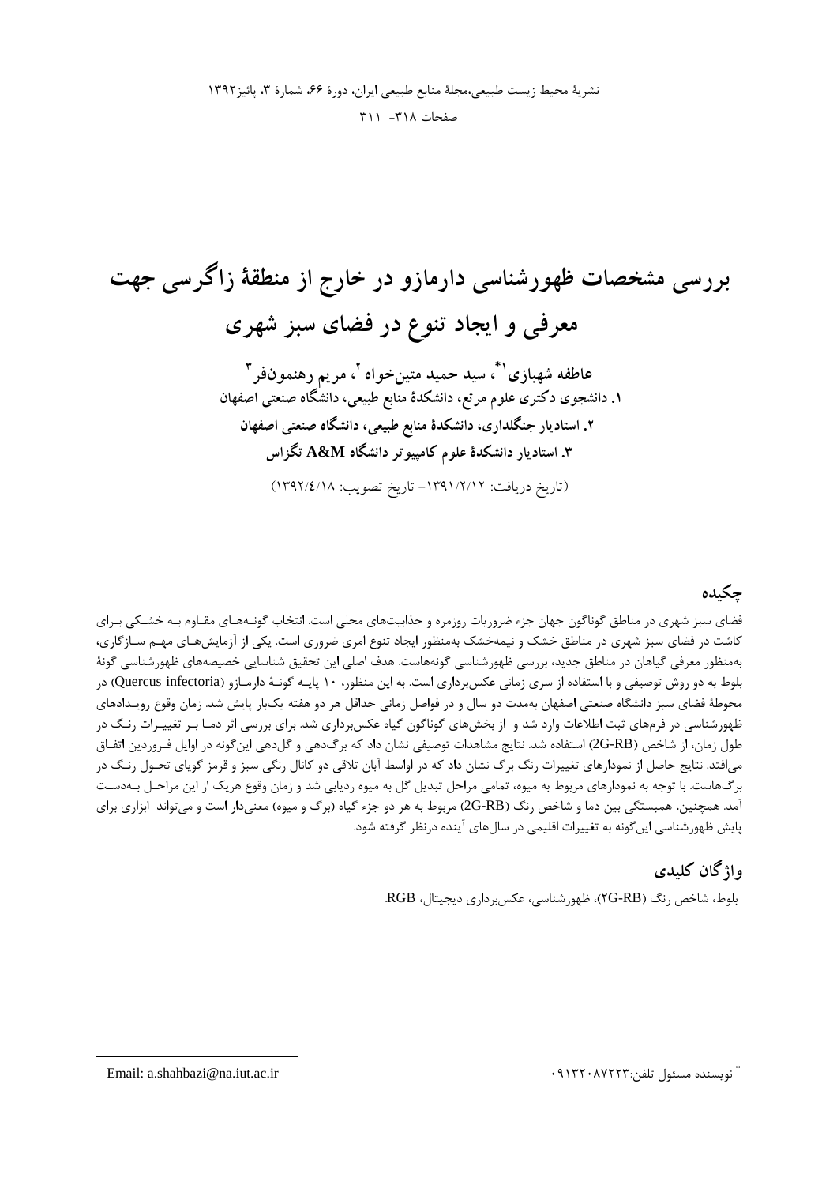# بررسی مشخصات ظهورشناسی دارمازو در خارج از منطقهٔ زاگرسی جهت معرفی و ایجاد تنوع در فضای سبز شهری

**عاطفه شهبازی[1*]، سید حمید متین‌خواه[2]، مریم رهنمون‌فر[3]**

**۱. دانشجوی دکتری علوم مرتع، دانشکدهٔ منابع طبیعی، دانشگاه صنعتی اصفهان**

**۲. استادیار جنگلداری، دانشکدهٔ منابع طبیعی، دانشگاه صنعتی اصفهان**

**۳. استادیار دانشکدهٔ علوم کامپیوتر دانشگاه A&M تگزاس**

(تاریخ دریافت: ۱۳۹۱/۲/۱۲- تاریخ تصویب: ۱۳۹۲/٤/۱۸)

## چکیده

فضای سبز شهری در مناطق گوناگون جهان جزء ضروریات روزمره و جذابیت‌های محلی است. انتخاب گونه‌های مقاوم به خشکی برای کاشت در فضای سبز شهری در مناطق خشک و نیمه‌خشک به‌منظور ایجاد تنوع امری ضروری است. یکی از آزمایش‌های مهم سازگاری، به‌منظور معرفی گیاهان در مناطق جدید، بررسی ظهورشناسی گونه‌هاست. هدف اصلی این تحقیق شناسایی خصیصه‌های ظهورشناسی گونهٔ بلوط به دو روش توصیفی و با استفاده از سری زمانی عکس‌برداری است. به این منظور، ۱۰ پایه گونهٔ دارمازو (Quercus infectoria) در محوطهٔ فضای سبز دانشگاه صنعتی اصفهان به‌مدت دو سال و در فواصل زمانی حداقل هر دو هفته یک‌بار پایش شد. زمان وقوع رویدادهای ظهورشناسی در فرم‌های ثبت اطلاعات وارد شد و از بخش‌های گوناگون گیاه عکس‌برداری شد. برای بررسی اثر دما بر تغییرات رنگ در طول زمان، از شاخص (2G-RB) استفاده شد. نتایج مشاهدات توصیفی نشان داد که برگ‌دهی و گل‌دهی این‌گونه در اوایل فروردین اتفاق می‌افتد. نتایج حاصل از نمودارهای تغییرات رنگ برگ نشان داد که در اواسط آبان تلاقی دو کانال رنگی سبز و قرمز گویای تحول رنگ در برگ‌هاست. با توجه به نمودارهای مربوط به میوه، تمامی مراحل تبدیل گل به میوه ردیابی شد و زمان وقوع هریک از این مراحل به‌دست آمد. همچنین، همبستگی بین دما و شاخص رنگ (2G-RB) مربوط به هر دو جزء گیاه (برگ و میوه) معنی‌دار است و می‌تواند ابزاری برای پایش ظهورشناسی این‌گونه به تغییرات اقلیمی در سال‌های آینده درنظر گرفته شود.

## واژگان کلیدی

بلوط، شاخص رنگ (2G-RB)، ظهورشناسی، عکس‌برداری دیجیتال، RGB.

---

[*] نویسنده مسئول تلفن: ۰۹۱۳۲۰۸۷۲۲۳ Email: a.shahbazi@na.iut.ac.ir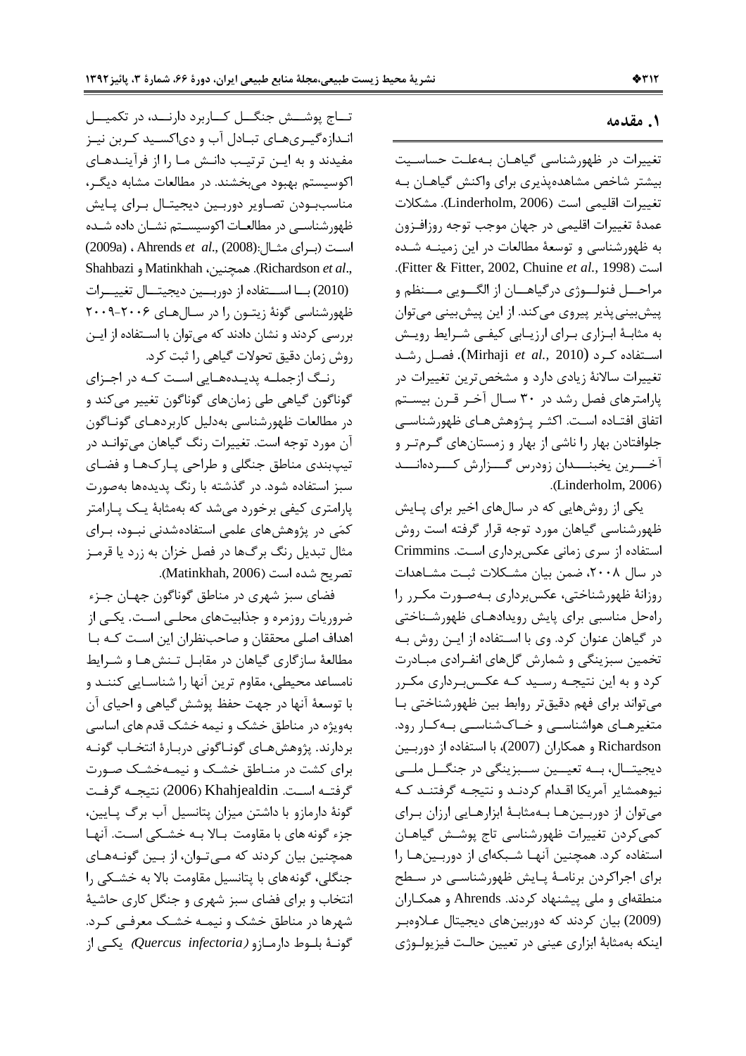## ۱. مقدمه

تغییرات در ظهورشناسی گیاهان به‌علت حساسیت بیشتر شاخص مشاهده‌پذیری برای واکنش گیاهان به تغییرات اقلیمی است (Linderholm, 2006). مشکلات عمدهٔ تغییرات اقلیمی در جهان موجب توجه روزافزون به ظهورشناسی و توسعهٔ مطالعات در این زمینه شده است (Fitter & Fitter, 2002, Chuine *et al.*, 1998). مراحل فنولوژی درگیاهان از الگویی منظم و پیش‌بینی‌پذیر پیروی می‌کند. از این پیش‌بینی می‌توان به مثابهٔ ابزاری برای ارزیابی کیفی شرایط رویش استفاده کرد (Mirhaji *et al.*, 2010). فصل رشد تغییرات سالانهٔ زیادی دارد و مشخص‌ترین تغییرات در پارامترهای فصل رشد در ۳۰ سال آخر قرن بیستم اتفاق افتاده است. اکثر پژوهش‌های ظهورشناسی جلوافتادن بهار را ناشی از بهار و زمستان‌های گرم‌تر و آخرین یخبندان زودرس گزارش کرده‌اند (Linderholm, 2006).

یکی از روش‌هایی که در سال‌های اخیر برای پایش ظهورشناسی گیاهان مورد توجه قرار گرفته است روش استفاده از سری زمانی عکس‌برداری است. Crimmins در سال ۲۰۰۸، ضمن بیان مشکلات ثبت مشاهدات روزانهٔ ظهورشناختی، عکس‌برداری به‌صورت مکرر را راه‌حل مناسبی برای پایش رویدادهای ظهورشناختی در گیاهان عنوان کرد. وی با استفاده از این روش به تخمین سبزینگی و شمارش گل‌های انفرادی مبادرت کرد و به این نتیجه رسید که عکس‌برداری مکرر می‌تواند برای فهم دقیق‌تر روابط بین ظهورشناختی با متغیرهای هواشناسی و خاک‌شناسی به‌کار رود. Richardson و همکاران (2007)، با استفاده از دوربین دیجیتال، به تعیین سبزینگی در جنگل ملی نیوهمشایر آمریکا اقدام کردند و نتیجه گرفتند که می‌توان از دوربین‌ها به‌مثابهٔ ابزارهایی ارزان برای کمی‌کردن تغییرات ظهورشناسی تاج پوشش گیاهان استفاده کرد. همچنین آنها شبکه‌ای از دوربین‌ها را برای اجراکردن برنامهٔ پایش ظهورشناسی در سطح منطقه‌ای و ملی پیشنهاد کردند. Ahrends و همکاران (2009) بیان کردند که دوربین‌های دیجیتال علاوه‌بر اینکه به‌مثابهٔ ابزاری عینی در تعیین حالت فیزیولوژی تاج پوشش جنگل کاربرد دارند، در تکمیل اندازه‌گیری‌های تبادل آب و دی‌اکسید کربن نیز مفیدند و به این ترتیب دانش ما را از فرآیندهای اکوسیستم بهبود می‌بخشند. در مطالعات مشابه دیگر، مناسب‌بودن تصاویر دوربین دیجیتال برای پایش ظهورشناسی در مطالعات اکوسیستم نشان داده شده است (برای مثال: Ahrends *et al*., (2008) ، (2009a) Richardson *et al*.,). همچنین، Matinkhah و Shahbazi (2010) با استفاده از دوربین دیجیتال تغییرات ظهورشناسی گونهٔ زیتون را در سال‌های ۲۰۰۶-۲۰۰۹ بررسی کردند و نشان دادند که می‌توان با استفاده از این روش زمان دقیق تحولات گیاهی را ثبت کرد.

رنگ ازجملهٔ پدیده‌هایی است که در اجزای گوناگون گیاهی طی زمان‌های گوناگون تغییر می‌کند و در مطالعات ظهورشناسی به‌دلیل کاربردهای گوناگون آن مورد توجه است. تغییرات رنگ گیاهان می‌توانند در تیپ‌بندی مناطق جنگلی و طراحی پارک‌ها و فضای سبز استفاده شود. در گذشته با رنگ پدیده‌ها به‌صورت پارامتری کیفی برخورد می‌شد که به‌مثابهٔ یک پارامتر کمّی در پژوهش‌های علمی استفاده‌شدنی نبود، برای مثال تبدیل رنگ برگ‌ها در فصل خزان به زرد یا قرمز تصریح شده است (Matinkhah, 2006).

فضای سبز شهری در مناطق گوناگون جهان جزء ضروریات روزمره و جذابیت‌های محلی است. یکی از اهداف اصلی محققان و صاحب‌نظران این است که با مطالعهٔ سازگاری گیاهان در مقابل تنش‌ها و شرایط نامساعد محیطی، مقاوم ترین آنها را شناسایی کنند و با توسعهٔ آنها در جهت حفظ پوشش گیاهی و احیای آن به‌ویژه در مناطق خشک و نیمه خشک قدم های اساسی بردارند. پژوهش‌های گوناگونی دربارهٔ انتخاب گونه برای کشت در مناطق خشک و نیمه‌خشک صورت گرفته است. Khahjealdin (2006) نتیجه گرفت گونهٔ دارمازو با داشتن میزان پتانسیل آب برگ پایین، جزء گونه های با مقاومت بالا به خشکی است. آنها همچنین بیان کردند که می‌توان، از بین گونه‌های جنگلی، گونه‌های با پتانسیل مقاومت بالا به خشکی را انتخاب و برای فضای سبز شهری و جنگل کاری حاشیهٔ شهرها در مناطق خشک و نیمه خشک معرفی کرد. گونهٔ بلوط دارمازو (*Quercus infectoria*) یکی از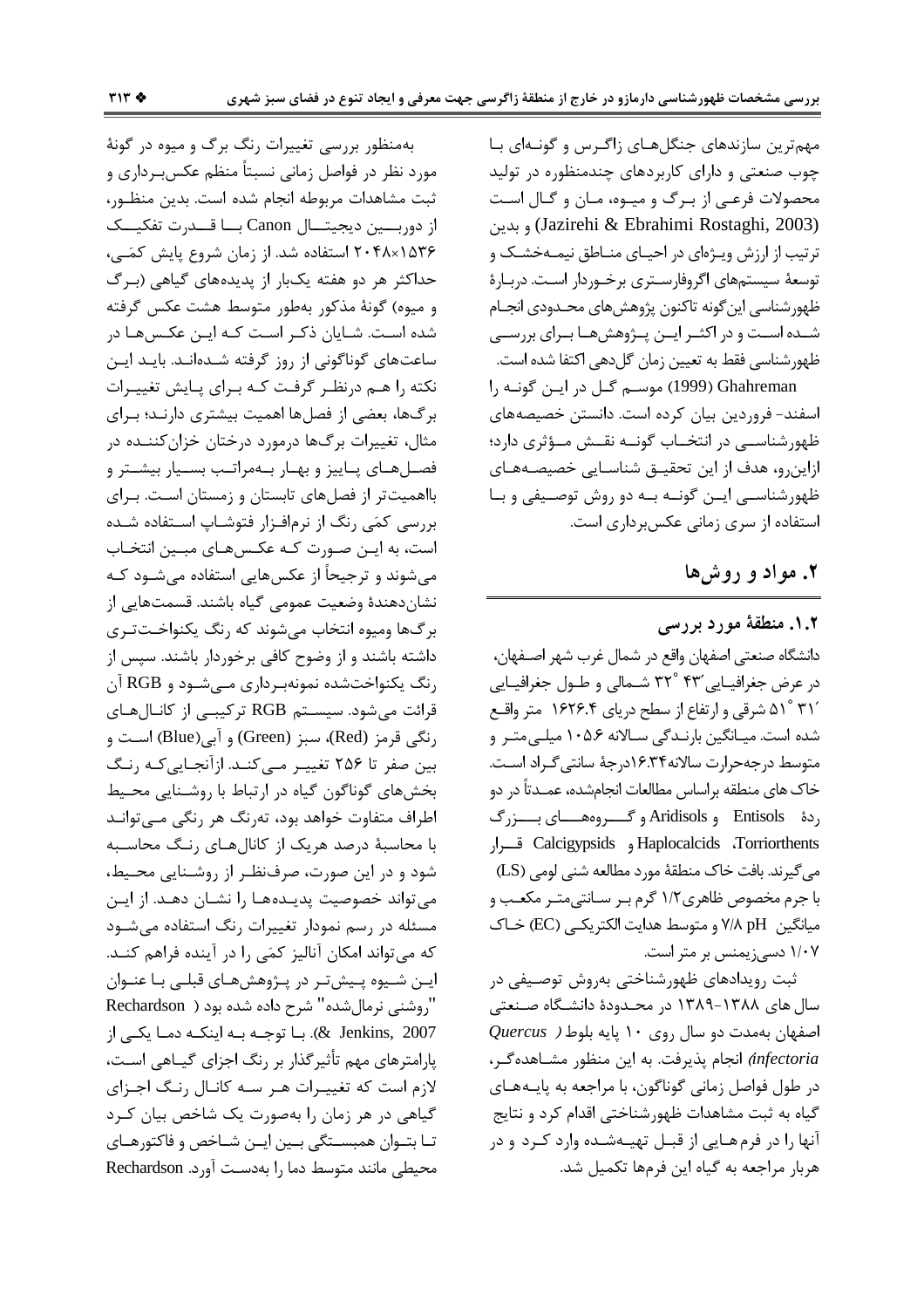مهم‌ترین سازندهای جنگل‌های زاگرس و گونه‌ای با چوب صنعتی و دارای کاربردهای چندمنظوره در تولید محصولات فرعی از برگ و میوه، مان و گال است (Jazirehi & Ebrahimi Rostaghi, 2003) و بدین ترتیب از ارزش ویژه‌ای در احیای مناطق نیمه‌خشک و توسعهٔ سیستم‌های اگروفارستری برخوردار است. دربارهٔ ظهورشناسی این‌گونه تاکنون پژوهش‌های محدودی انجام شده است و در اکثر این پژوهش‌ها برای بررسی ظهورشناسی فقط به تعیین زمان گل‌دهی اکتفا شده است.

Ghahreman (1999) موسم گل در این گونه را اسفند- فروردین بیان کرده است. دانستن خصیصه‌های ظهورشناسی در انتخاب گونه نقش مؤثری دارد؛ ازاین‌رو، هدف از این تحقیق شناسایی خصیصه‌های ظهورشناسی این گونه به دو روش توصیفی و با استفاده از سری زمانی عکس‌برداری است.

## ۲. مواد و روش‌ها

### ۱.۲. منطقهٔ مورد بررسی

دانشگاه صنعتی اصفهان واقع در شمال غرب شهر اصفهان، در عرض جغرافیایی ′۴۳ °۳۲ شمالی و طول جغرافیایی ′۳۱ °۵۱ شرقی و ارتفاع از سطح دریای ۱۶۲۶.۴ متر واقع شده است. میانگین بارندگی سالانه ۱۰۵.۶ میلی‌متر و متوسط درجه‌حرارت سالانه ۱۶.۳۴درجهٔ سانتی‌گراد است. خاک های منطقه براساس مطالعات انجام‌شده، عمدتاً در دو ردهٔ Entisols و Aridisols و گروه‌های بزرگ Torriorthents، Haplocalcids و Calcigypsids قرار می‌گیرند. بافت خاک منطقهٔ مورد مطالعه شنی لومی (LS) با جرم مخصوص ظاهری ۱/۲ گرم بر سانتی‌متر مکعب و میانگین pH ۷/۸ و متوسط هدایت الکتریکی (EC) خاک ۱/۰۷ دسی‌زیمنس بر متر است.

ثبت رویدادهای ظهورشناختی به‌روش توصیفی در سال های ۱۳۸۸-۱۳۸۹ در محدودهٔ دانشگاه صنعتی اصفهان به‌مدت دو سال روی ۱۰ پایه بلوط (*Quercus infectoria*) انجام پذیرفت. به این منظور مشاهده‌گر، در طول فواصل زمانی گوناگون، با مراجعه به پایه‌های گیاه به ثبت مشاهدات ظهورشناختی اقدام کرد و نتایج آنها را در فرم‌هایی از قبل تهیه‌شده وارد کرد و در هربار مراجعه به گیاه این فرم‌ها تکمیل شد.

به‌منظور بررسی تغییرات رنگ برگ و میوه در گونهٔ مورد نظر در فواصل زمانی نسبتاً منظم عکس‌برداری و ثبت مشاهدات مربوطه انجام شده است. بدین منظور، از دوربین دیجیتال Canon با قدرت تفکیک ۱۵۳۶×۲۰۴۸ استفاده شد. از زمان شروع پایش کمَی، حداکثر هر دو هفته یک‌بار از پدیده‌های گیاهی (برگ و میوه) گونهٔ مذکور به‌طور متوسط هشت عکس گرفته شده است. شایان ذکر است که این عکس‌ها در ساعت‌های گوناگونی از روز گرفته شده‌اند. باید این نکته را هم درنظر گرفت که برای پایش تغییرات برگ‌ها، بعضی از فصل‌ها اهمیت بیشتری دارند؛ برای مثال، تغییرات برگ‌ها درمورد درختان خزان‌کننده در فصل‌های پاییز و بهار به‌مراتب بسیار بیشتر و بااهمیت‌تر از فصل‌های تابستان و زمستان است. برای بررسی کمَی رنگ از نرم‌افزار فتوشاپ استفاده شده است، به این صورت که عکس‌های مبین انتخاب می‌شوند و ترجیحاً از عکس‌هایی استفاده می‌شود که نشان‌دهندهٔ وضعیت عمومی گیاه باشند. قسمت‌هایی از برگ‌ها ومیوه انتخاب می‌شوند که رنگ یکنواخت‌تری داشته باشند و از وضوح کافی برخوردار باشند. سپس از رنگ یکنواخت‌شده نمونه‌برداری می‌شود و RGB آن قرائت می‌شود. سیستم RGB ترکیبی از کانال‌های رنگی قرمز (Red)، سبز (Green) و آبی(Blue) است و بین صفر تا ۲۵۶ تغییر می‌کند. ازآنجایی‌که رنگ بخش‌های گوناگون گیاه در ارتباط با روشنایی محیط اطراف متفاوت خواهد بود، ته‌رنگ هر رنگی می‌توانند با محاسبهٔ درصد هریک از کانال‌های رنگ محاسبه شود و در این صورت، صرف‌نظر از روشنایی محیط، می‌تواند خصوصیت پدیده‌ها را نشان دهد. از این مسئله در رسم نمودار تغییرات رنگ استفاده می‌شود که می‌تواند امکان آنالیز کمَی را در آینده فراهم کند. این شیوه پیش‌تر در پژوهش‌های قبلی با عنوان "روشنی نرمال‌شده" شرح داده شده بود ( Rechardson & Jenkins, 2007). با توجه به اینکه دما یکی از پارامترهای مهم تأثیرگذار بر رنگ اجزای گیاهی است، لازم است که تغییرات هر سه کانال رنگ اجزای گیاهی در هر زمان را به‌صورت یک شاخص بیان کرد تا بتوان همبستگی بین این شاخص و فاکتورهای محیطی مانند متوسط دما را به‌دست آورد. Rechardson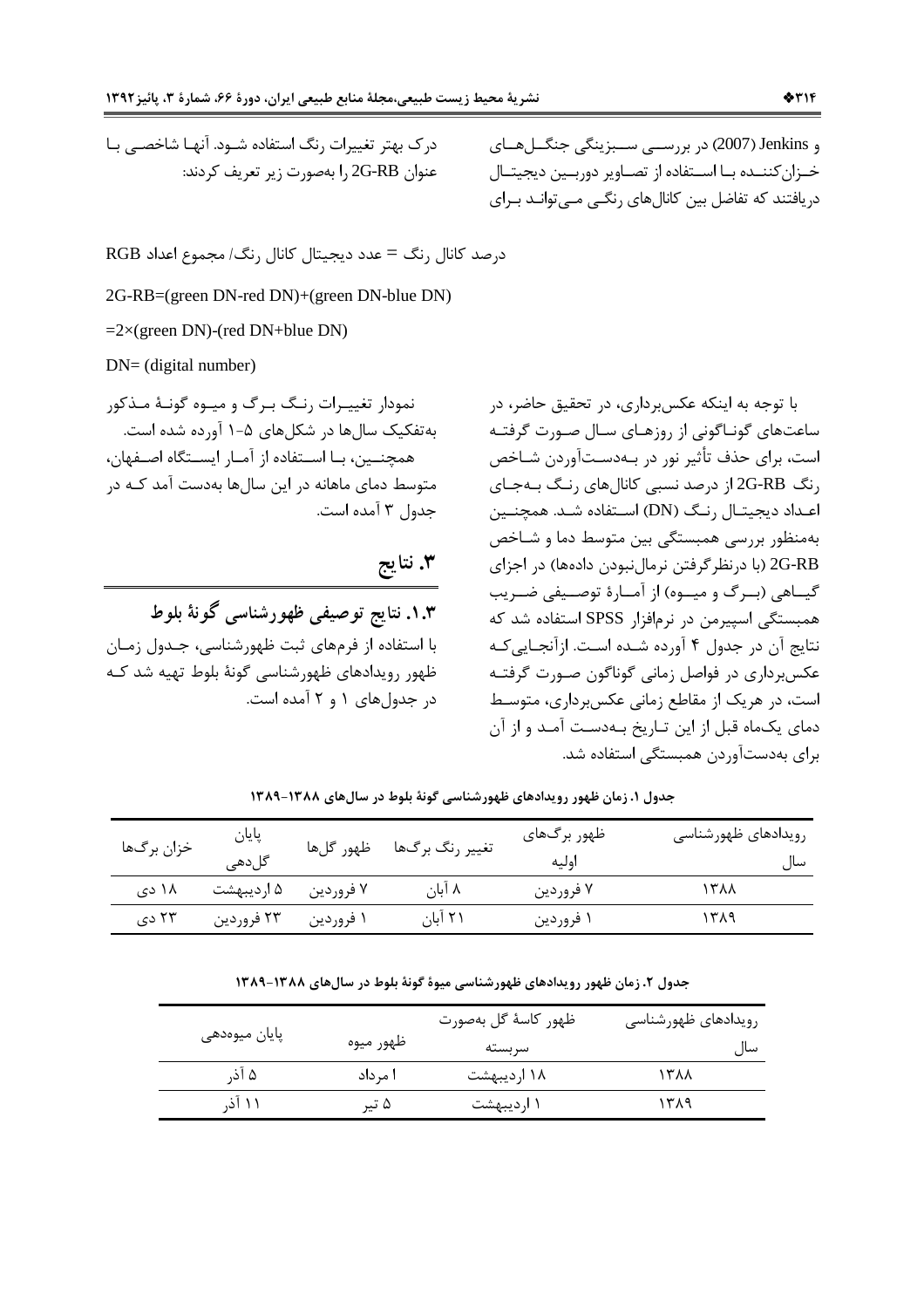و Jenkins (2007) در بررسی سبزینگی جنگل‌های خزان‌کننده با استفاده از تصاویر دوربین دیجیتال دریافتند که تفاضل بین کانال‌های رنگی می‌تواند برای درک بهتر تغییرات رنگ استفاده شود. آنها شاخصی با عنوان 2G-RB را به‌صورت زیر تعریف کردند:

درصد کانال رنگ = عدد دیجیتال کانال رنگ/ مجموع اعداد RGB

2G-RB=(green DN-red DN)+(green DN-blue DN)

=2×(green DN)-(red DN+blue DN)

DN= (digital number)

با توجه به اینکه عکس‌برداری، در تحقیق حاضر، در ساعت‌های گوناگونی از روزهای سال صورت گرفته است، برای حذف تأثیر نور در به‌دست‌آوردن شاخص رنگ 2G-RB از درصد نسبی کانال‌های رنگ به‌جای اعداد دیجیتال رنگ (DN) استفاده شد. همچنین به‌منظور بررسی همبستگی بین متوسط دما و شاخص 2G-RB (با درنظرگرفتن نرمال‌نبودن داده‌ها) در اجزای گیاهی (برگ و میوه) از آمارهٔ توصیفی ضریب همبستگی اسپیرمن در نرم‌افزار SPSS استفاده شد که نتایج آن در جدول ۴ آورده شده است. ازآنجایی‌که عکس‌برداری در فواصل زمانی گوناگون صورت گرفته است، در هریک از مقاطع زمانی عکس‌برداری، متوسط دمای یک‌ماه قبل از این تاریخ به‌دست آمد و از آن برای به‌دست‌آوردن همبستگی استفاده شد.

نمودار تغییرات رنگ برگ و میوه گونهٔ مذکور به‌تفکیک سال‌ها در شکل‌های ۵-۱ آورده شده است.

همچنین، با استفاده از آمار ایستگاه اصفهان، متوسط دمای ماهانه در این سال‌ها به‌دست آمد که در جدول ۳ آمده است.

## ۳. نتایج

### ۱.۳. نتایج توصیفی ظهورشناسی گونهٔ بلوط

با استفاده از فرم‌های ثبت ظهورشناسی، جدول زمان ظهور رویدادهای ظهورشناسی گونهٔ بلوط تهیه شد که در جدول‌های ۱ و ۲ آمده است.

**جدول ۱. زمان ظهور رویدادهای ظهورشناسی گونهٔ بلوط در سال‌های ۱۳۸۸-۱۳۸۹**

| رویدادهای ظهورشناسی / سال | ظهور برگ‌های اولیه | تغییر رنگ برگ‌ها | ظهور گل‌ها | پایان گل‌دهی | خزان برگ‌ها |
|---|---|---|---|---|---|
| ۱۳۸۸ | ۷ فروردین | ۸ آبان | ۷ فروردین | ۵ اردیبهشت | ۱۸ دی |
| ۱۳۸۹ | ۱ فروردین | ۲۱ آبان | ۱ فروردین | ۲۳ فروردین | ۲۳ دی |

**جدول ۲. زمان ظهور رویدادهای ظهورشناسی میوهٔ گونهٔ بلوط در سال‌های ۱۳۸۸-۱۳۸۹**

| رویدادهای ظهورشناسی / سال | ظهور کاسهٔ گل به‌صورت سربسته | ظهور میوه | پایان میوه‌دهی |
|---|---|---|---|
| ۱۳۸۸ | ۱۸ اردیبهشت | ا مرداد | ۵ آذر |
| ۱۳۸۹ | ۱ اردیبهشت | ۵ تیر | ۱۱ آذر |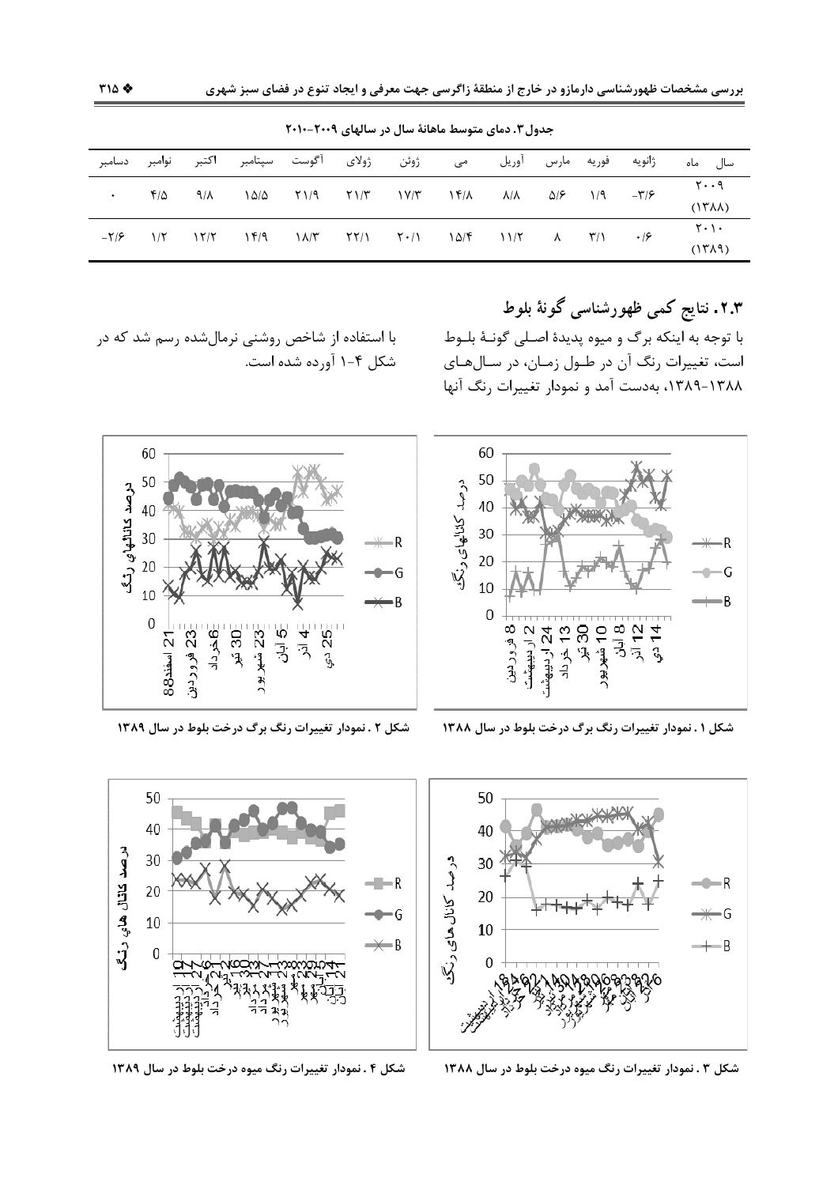جدول ۳. دمای متوسط ماهانهٔ سال در سالهای ۲۰۰۹–۲۰۱۰

| سال / ماه | ژانویه | فوریه | مارس | آوریل | می | ژوئن | ژولای | آگوست | سپتامبر | اکتبر | نوامبر | دسامبر |
|---|---|---|---|---|---|---|---|---|---|---|---|---|
| ۲۰۰۹ (۱۳۸۸) | -۳/۶ | ۱/۹ | ۵/۶ | ۸/۸ | ۱۴/۸ | ۱۷/۳ | ۲۱/۳ | ۲۱/۹ | ۱۵/۵ | ۹/۸ | ۴/۵ | ۰ |
| ۲۰۱۰ (۱۳۸۹) | ۰/۶ | ۳/۱ | ۸ | ۱۱/۲ | ۱۵/۴ | ۲۰/۱ | ۲۲/۱ | ۱۸/۳ | ۱۴/۹ | ۱۲/۲ | ۱/۲ | -۲/۶ |

## ۲.۳. نتایج کمی ظهورشناسی گونهٔ بلوط

با توجه به اینکه برگ و میوه پدیدهٔ اصلی گونهٔ بلوط است، تغییرات رنگ آن در طول زمان، در سال‌های ۱۳۸۸-۱۳۸۹، به‌دست آمد و نمودار تغییرات رنگ آنها با استفاده از شاخص روشنی نرمال‌شده رسم شد که در شکل ۴-۱ آورده شده است.

شکل ۱. نمودار تغییرات رنگ برگ درخت بلوط در سال ۱۳۸۸

شکل ۲. نمودار تغییرات رنگ برگ درخت بلوط در سال ۱۳۸۹

شکل ۳. نمودار تغییرات رنگ میوه درخت بلوط در سال ۱۳۸۸

شکل ۴. نمودار تغییرات رنگ میوه درخت بلوط در سال ۱۳۸۹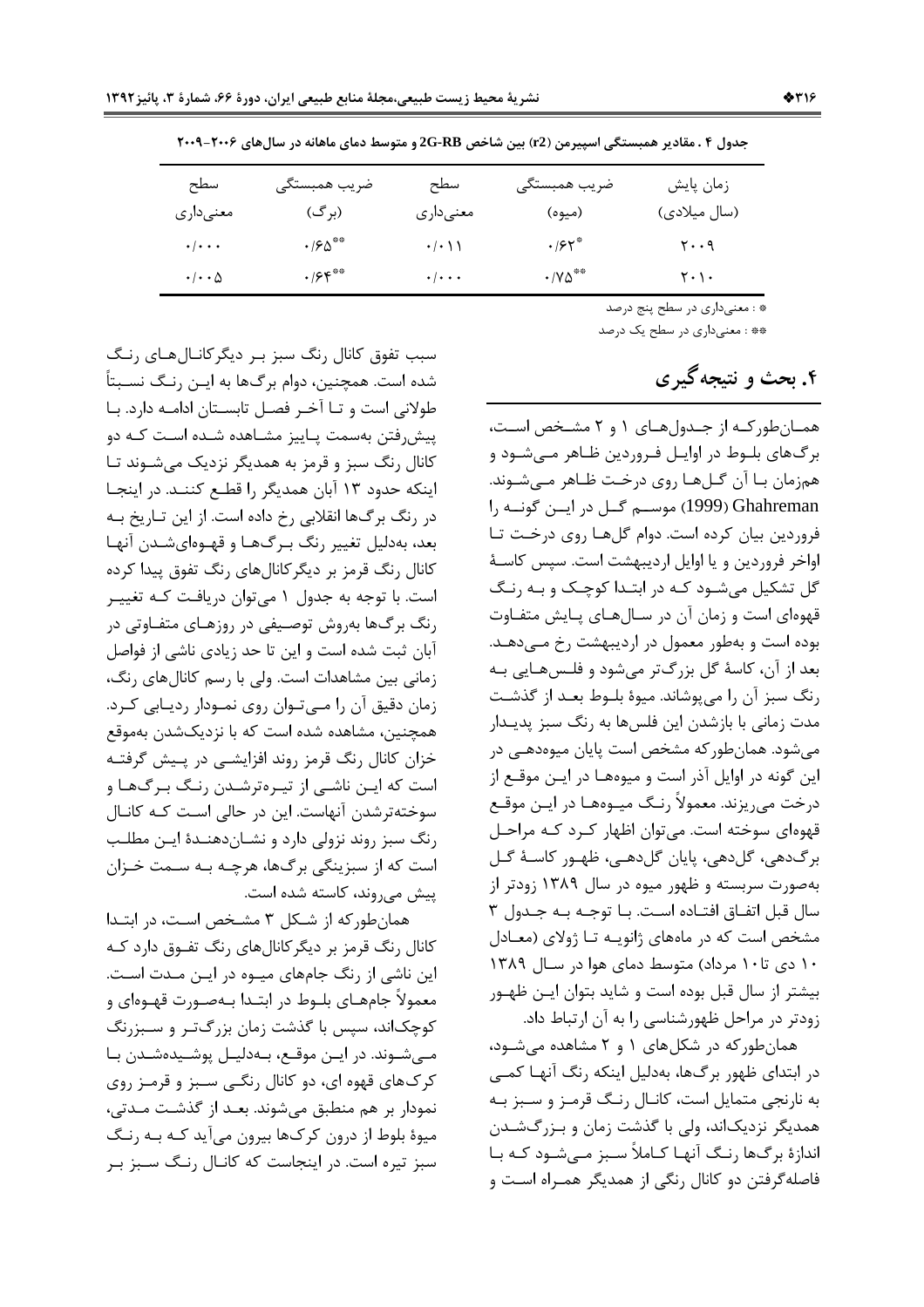جدول ۴ . مقادیر همبستگی اسپیرمن (r2) بین شاخص 2G-RB و متوسط دمای ماهانه در سال‌های ۲۰۰۶-۲۰۰۹

| زمان پایش (سال میلادی) | ضریب همبستگی (میوه) | سطح معنی‌داری | ضریب همبستگی (برگ) | سطح معنی‌داری |
|---|---|---|---|---|
| ۲۰۰۹ | \*۰/۶۲ | ۰/۰۱۱ | \*\*۰/۶۵ | ۰/۰۰۰ |
| ۲۰۱۰ | \*\*۰/۷۵ | ۰/۰۰۰ | \*\*۰/۶۴ | ۰/۰۰۵ |

\* : معنی‌داری در سطح پنج درصد

\*\* : معنی‌داری در سطح یک درصد

# ۴. بحث و نتیجه‌گیری

همان‌طورکه از جدول‌های ۱ و ۲ مشخص است، برگ‌های بلوط در اوایل فروردین ظاهر می‌شود و هم‌زمان با آن گل‌ها روی درخت ظاهر می‌شوند. Ghahreman (1999) موسم گل در این گونه را فروردین بیان کرده است. دوام گل‌ها روی درخت تا اواخر فروردین و یا اوایل اردیبهشت است. سپس کاسهٔ گل تشکیل می‌شود که در ابتدا کوچک و به رنگ قهوه‌ای است و زمان آن در سال‌های پایش متفاوت بوده است و به‌طور معمول در اردیبهشت رخ می‌دهد. بعد از آن، کاسهٔ گل بزرگ‌تر می‌شود و فلس‌هایی به رنگ سبز آن را می‌پوشاند. میوهٔ بلوط بعد از گذشت مدت زمانی با بازشدن این فلس‌ها به رنگ سبز پدیدار می‌شود. همان‌طورکه مشخص است پایان میوه‌دهی در این گونه در اوایل آذر است و میوه‌ها در این موقع از درخت می‌ریزند. معمولاً رنگ میوه‌ها در این موقع قهوه‌ای سوخته است. می‌توان اظهار کرد که مراحل برگ‌دهی، گل‌دهی، پایان گل‌دهی، ظهور کاسهٔ گل به‌صورت سربسته و ظهور میوه در سال ۱۳۸۹ زودتر از سال قبل اتفاق افتاده است. با توجه به جدول ۳ مشخص است که در ماه‌های ژانویه تا ژولای (معادل ۱۰ دی تا ۱۰ مرداد) متوسط دمای هوا در سال ۱۳۸۹ بیشتر از سال قبل بوده است و شاید بتوان این ظهور زودتر در مراحل ظهورشناسی را به آن ارتباط داد.

همان‌طورکه در شکل‌های ۱ و ۲ مشاهده می‌شود، در ابتدای ظهور برگ‌ها، به‌دلیل اینکه رنگ آنها کمی به نارنجی متمایل است، کانال رنگ قرمز و سبز به همدیگر نزدیک‌اند، ولی با گذشت زمان و بزرگ‌شدن اندازهٔ برگ‌ها رنگ آنها کاملاً سبز می‌شود که با فاصله‌گرفتن دو کانال رنگی از همدیگر همراه است و سبب تفوق کانال رنگ سبز بر دیگرکانال‌های رنگ شده است. همچنین، دوام برگ‌ها به این رنگ نسبتاً طولانی است و تا آخر فصل تابستان ادامه دارد. با پیش‌رفتن به‌سمت پاییز مشاهده شده است که دو کانال رنگ سبز و قرمز به همدیگر نزدیک می‌شوند تا اینکه حدود ۱۳ آبان همدیگر را قطع کنند. در اینجا در رنگ برگ‌ها انقلابی رخ داده است. از این تاریخ به بعد، به‌دلیل تغییر رنگ برگ‌ها و قهوه‌ای‌شدن آنها کانال رنگ قرمز بر دیگرکانال‌های رنگ تفوق پیدا کرده است. با توجه به جدول ۱ می‌توان دریافت که تغییر رنگ برگ‌ها به‌روش توصیفی در روزهای متفاوتی در آبان ثبت شده است و این تا حد زیادی ناشی از فواصل زمانی بین مشاهدات است. ولی با رسم کانال‌های رنگ، زمان دقیق آن را می‌توان روی نمودار ردیابی کرد. همچنین، مشاهده شده است که با نزدیک‌شدن به‌موقع خزان کانال رنگ قرمز روند افزایشی در پیش گرفته است که این ناشی از تیره‌ترشدن رنگ برگ‌ها و سوخته‌ترشدن آنهاست. این در حالی است که کانال رنگ سبز روند نزولی دارد و نشان‌دهندهٔ این مطلب است که از سبزینگی برگ‌ها، هرچه به سمت خزان پیش می‌روند، کاسته شده است.

همان‌طورکه از شکل ۳ مشخص است، در ابتدا کانال رنگ قرمز بر دیگرکانال‌های رنگ تفوق دارد که این ناشی از رنگ جام‌های میوه در این مدت است. معمولاً جام‌های بلوط در ابتدا به‌صورت قهوه‌ای و کوچک‌اند، سپس با گذشت زمان بزرگ‌تر و سبزرنگ می‌شوند. در این موقع، به‌دلیل پوشیده‌شدن با کرک‌های قهوه ای، دو کانال رنگی سبز و قرمز روی نمودار بر هم منطبق می‌شوند. بعد از گذشت مدتی، میوهٔ بلوط از درون کرک‌ها بیرون می‌آید که به رنگ سبز تیره است. در اینجاست که کانال رنگ سبز بر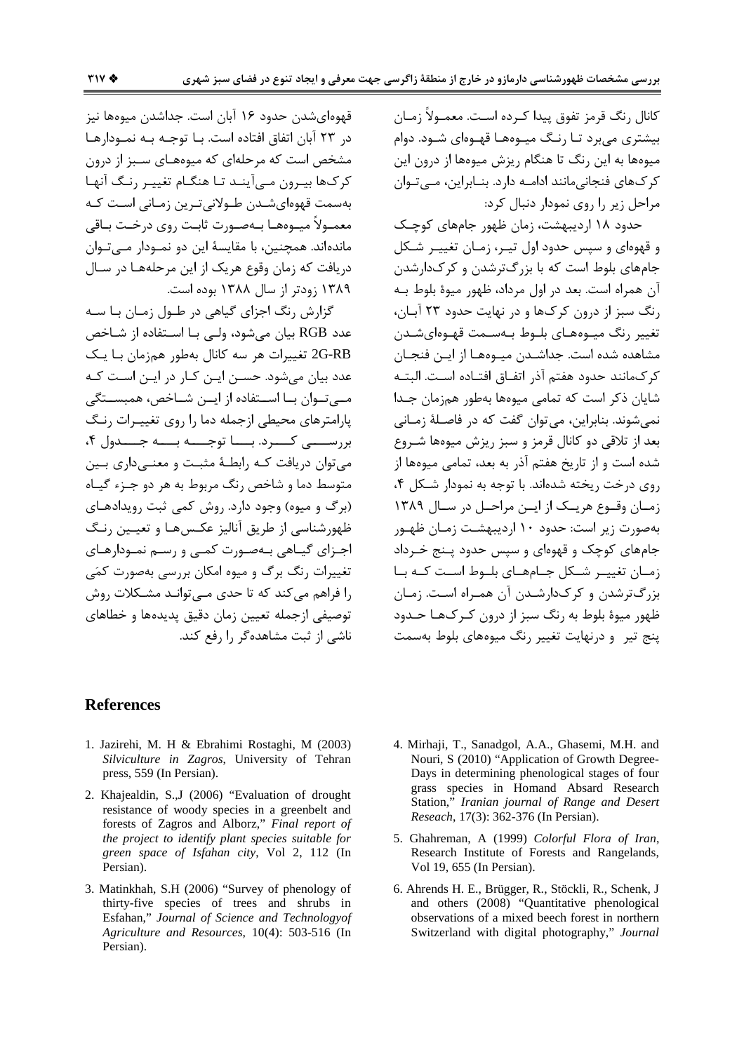کانال رنگ قرمز تفوق پیدا کرده است. معمولاً زمان بیشتری می‌برد تا رنگ میوه‌ها قهوه‌ای شود. دوام میوه‌ها به این رنگ تا هنگام ریزش میوه‌ها از درون این کرک‌های فنجانی‌مانند ادامه دارد. بنابراین، می‌توان مراحل زیر را روی نمودار دنبال کرد:

حدود ۱۸ اردیبهشت، زمان ظهور جام‌های کوچک و قهوه‌ای و سپس حدود اول تیر، زمان تغییر شکل جام‌های بلوط است که با بزرگ‌ترشدن و کرک‌دارشدن آن همراه است. بعد در اول مرداد، ظهور میوهٔ بلوط به رنگ سبز از درون کرک‌ها و در نهایت حدود ۲۳ آبان، تغییر رنگ میوه‌های بلوط به‌سمت قهوه‌ای‌شدن مشاهده شده است. جداشدن میوه‌ها از این فنجان کرک‌مانند حدود هفتم آذر اتفاق افتاده است. البته شایان ذکر است که تمامی میوه‌ها به‌طور هم‌زمان جدا نمی‌شوند. بنابراین، می‌توان گفت که در فاصلهٔ زمانی بعد از تلاقی دو کانال قرمز و سبز ریزش میوه‌ها شروع شده است و از تاریخ هفتم آذر به بعد، تمامی میوه‌ها از روی درخت ریخته شده‌اند. با توجه به نمودار شکل ۴، زمان وقوع هریک از این مراحل در سال ۱۳۸۹ به‌صورت زیر است: حدود ۱۰ اردیبهشت زمان ظهور جام‌های کوچک و قهوه‌ای و سپس حدود پنج خرداد زمان تغییر شکل جام‌های بلوط است که با بزرگ‌ترشدن و کرک‌دارشدن آن همراه است. زمان ظهور میوهٔ بلوط به رنگ سبز از درون کرک‌ها حدود پنج تیر و درنهایت تغییر رنگ میوه‌های بلوط به‌سمت قهوه‌ای‌شدن حدود ۱۶ آبان است. جداشدن میوه‌ها نیز در ۲۳ آبان اتفاق افتاده است. با توجه به نمودارها مشخص است که مرحله‌ای که میوه‌های سبز از درون کرک‌ها بیرون می‌آیند تا هنگام تغییر رنگ آنها به‌سمت قهوه‌ای‌شدن طولانی‌ترین زمانی است که معمولاً میوه‌ها به‌صورت ثابت روی درخت باقی مانده‌اند. همچنین، با مقایسهٔ این دو نمودار می‌توان دریافت که زمان وقوع هریک از این مرحله‌ها در سال ۱۳۸۹ زودتر از سال ۱۳۸۸ بوده است.

گزارش رنگ اجزای گیاهی در طول زمان با سه عدد RGB بیان می‌شود، ولی با استفاده از شاخص 2G-RB تغییرات هر سه کانال به‌طور هم‌زمان با یک عدد بیان می‌شود. حسن این کار در این است که می‌توان با استفاده از این شاخص، همبستگی پارامترهای محیطی ازجمله دما را روی تغییرات رنگ بررسی کرد. با توجه به جدول ۴، می‌توان دریافت که رابطهٔ مثبت و معنی‌داری بین متوسط دما و شاخص رنگ مربوط به هر دو جزء گیاه (برگ و میوه) وجود دارد. روش کمی ثبت رویدادهای ظهورشناسی از طریق آنالیز عکس‌ها و تعیین رنگ اجزای گیاهی به‌صورت کمی و رسم نمودارهای تغییرات رنگ برگ و میوه امکان بررسی به‌صورت کمّی را فراهم می‌کند که تا حدی می‌تواند مشکلات روش توصیفی ازجمله تعیین زمان دقیق پدیده‌ها و خطاهای ناشی از ثبت مشاهده‌گر را رفع کند.

## References

1. Jazirehi, M. H & Ebrahimi Rostaghi, M (2003) *Silviculture in Zagros*, University of Tehran press, 559 (In Persian).

2. Khajealdin, S.,J (2006) "Evaluation of drought resistance of woody species in a greenbelt and forests of Zagros and Alborz," *Final report of the project to identify plant species suitable for green space of Isfahan city*, Vol 2, 112 (In Persian).

3. Matinkhah, S.H (2006) "Survey of phenology of thirty-five species of trees and shrubs in Esfahan," *Journal of Science and Technologyof Agriculture and Resources*, 10(4): 503-516 (In Persian).

4. Mirhaji, T., Sanadgol, A.A., Ghasemi, M.H. and Nouri, S (2010) "Application of Growth Degree-Days in determining phenological stages of four grass species in Homand Absard Research Station," *Iranian journal of Range and Desert Reseach*, 17(3): 362-376 (In Persian).

5. Ghahreman, A (1999) *Colorful Flora of Iran*, Research Institute of Forests and Rangelands, Vol 19, 655 (In Persian).

6. Ahrends H. E., Brügger, R., Stöckli, R., Schenk, J and others (2008) "Quantitative phenological observations of a mixed beech forest in northern Switzerland with digital photography," *Journal*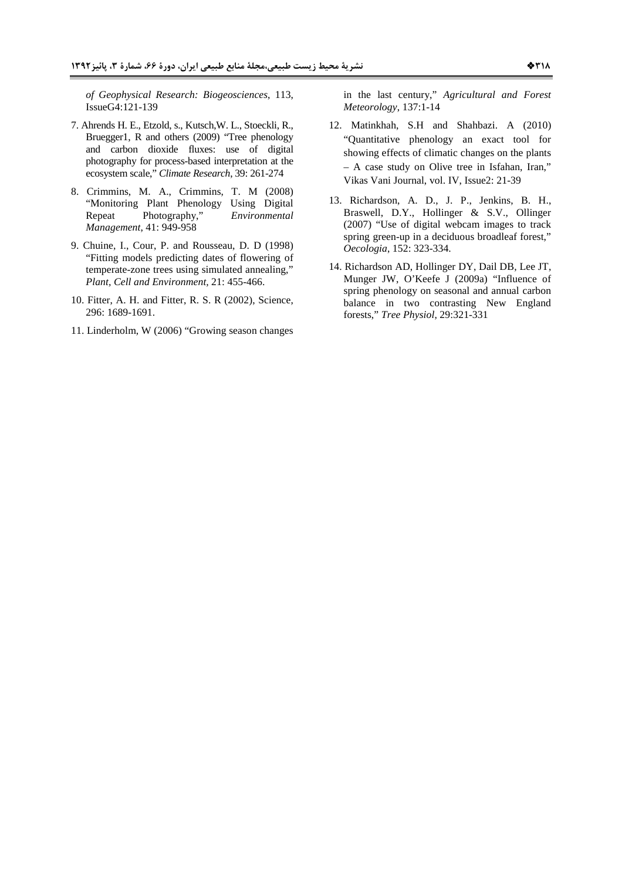*of Geophysical Research: Biogeosciences*, 113, IssueG4:121-139

7. Ahrends H. E., Etzold, s., Kutsch,W. L., Stoeckli, R., Bruegger1, R and others (2009) "Tree phenology and carbon dioxide fluxes: use of digital photography for process-based interpretation at the ecosystem scale," *Climate Research*, 39: 261-274

8. Crimmins, M. A., Crimmins, T. M (2008) "Monitoring Plant Phenology Using Digital Repeat Photography," *Environmental Management*, 41: 949-958

9. Chuine, I., Cour, P. and Rousseau, D. D (1998) "Fitting models predicting dates of flowering of temperate-zone trees using simulated annealing," *Plant, Cell and Environment*, 21: 455-466.

10. Fitter, A. H. and Fitter, R. S. R (2002), Science, 296: 1689-1691.

11. Linderholm, W (2006) "Growing season changes in the last century," *Agricultural and Forest Meteorology*, 137:1-14

12. Matinkhah, S.H and Shahbazi. A (2010) "Quantitative phenology an exact tool for showing effects of climatic changes on the plants – A case study on Olive tree in Isfahan, Iran," Vikas Vani Journal, vol. IV, Issue2: 21-39

13. Richardson, A. D., J. P., Jenkins, B. H., Braswell, D.Y., Hollinger & S.V., Ollinger (2007) "Use of digital webcam images to track spring green-up in a deciduous broadleaf forest," *Oecologia*, 152: 323-334.

14. Richardson AD, Hollinger DY, Dail DB, Lee JT, Munger JW, O'Keefe J (2009a) "Influence of spring phenology on seasonal and annual carbon balance in two contrasting New England forests," *Tree Physiol*, 29:321-331